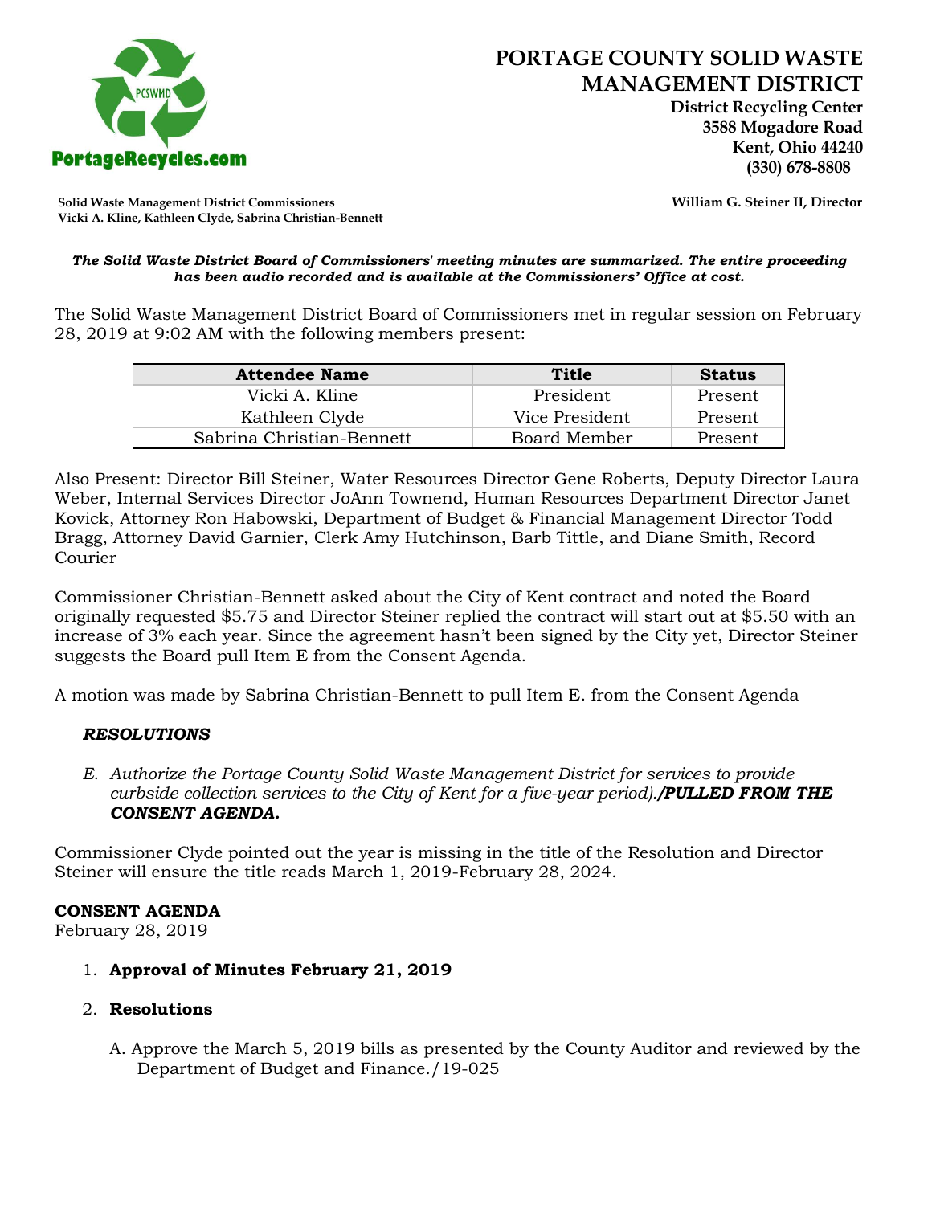# PORTAGE COUNTY SOLID WASTE MANAGEMENT DISTRICT

**District Recycling Center**
**3588 Mogadore Road**
**Kent, Ohio 44240**
**(330) 678-8808**

PortageRecycles.com

**Solid Waste Management District Commissioners**
**Vicki A. Kline, Kathleen Clyde, Sabrina Christian-Bennett**

**William G. Steiner II, Director**

***The Solid Waste District Board of Commissioners' meeting minutes are summarized. The entire proceeding has been audio recorded and is available at the Commissioners' Office at cost.***

The Solid Waste Management District Board of Commissioners met in regular session on February 28, 2019 at 9:02 AM with the following members present:

| Attendee Name | Title | Status |
|---|---|---|
| Vicki A. Kline | President | Present |
| Kathleen Clyde | Vice President | Present |
| Sabrina Christian-Bennett | Board Member | Present |

Also Present: Director Bill Steiner, Water Resources Director Gene Roberts, Deputy Director Laura Weber, Internal Services Director JoAnn Townend, Human Resources Department Director Janet Kovick, Attorney Ron Habowski, Department of Budget & Financial Management Director Todd Bragg, Attorney David Garnier, Clerk Amy Hutchinson, Barb Tittle, and Diane Smith, Record Courier

Commissioner Christian-Bennett asked about the City of Kent contract and noted the Board originally requested $5.75 and Director Steiner replied the contract will start out at $5.50 with an increase of 3% each year. Since the agreement hasn't been signed by the City yet, Director Steiner suggests the Board pull Item E from the Consent Agenda.

A motion was made by Sabrina Christian-Bennett to pull Item E. from the Consent Agenda

***RESOLUTIONS***

*E. Authorize the Portage County Solid Waste Management District for services to provide curbside collection services to the City of Kent for a five-year period).**/PULLED FROM THE CONSENT AGENDA.***

Commissioner Clyde pointed out the year is missing in the title of the Resolution and Director Steiner will ensure the title reads March 1, 2019-February 28, 2024.

**CONSENT AGENDA**
February 28, 2019

1. **Approval of Minutes February 21, 2019**

2. **Resolutions**

   A. Approve the March 5, 2019 bills as presented by the County Auditor and reviewed by the Department of Budget and Finance./19-025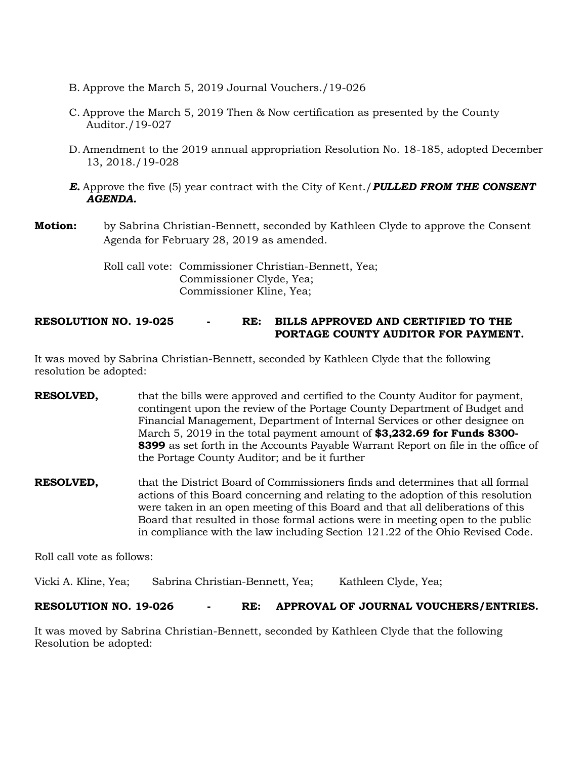B. Approve the March 5, 2019 Journal Vouchers./19-026

C. Approve the March 5, 2019 Then & Now certification as presented by the County Auditor./19-027

D. Amendment to the 2019 annual appropriation Resolution No. 18-185, adopted December 13, 2018./19-028

***E.*** Approve the five (5) year contract with the City of Kent./***PULLED FROM THE CONSENT AGENDA.***

**Motion:** by Sabrina Christian-Bennett, seconded by Kathleen Clyde to approve the Consent Agenda for February 28, 2019 as amended.

Roll call vote: Commissioner Christian-Bennett, Yea;
Commissioner Clyde, Yea;
Commissioner Kline, Yea;

**RESOLUTION NO. 19-025 - RE: BILLS APPROVED AND CERTIFIED TO THE PORTAGE COUNTY AUDITOR FOR PAYMENT.**

It was moved by Sabrina Christian-Bennett, seconded by Kathleen Clyde that the following resolution be adopted:

**RESOLVED,** that the bills were approved and certified to the County Auditor for payment, contingent upon the review of the Portage County Department of Budget and Financial Management, Department of Internal Services or other designee on March 5, 2019 in the total payment amount of **$3,232.69 for Funds 8300-8399** as set forth in the Accounts Payable Warrant Report on file in the office of the Portage County Auditor; and be it further

**RESOLVED,** that the District Board of Commissioners finds and determines that all formal actions of this Board concerning and relating to the adoption of this resolution were taken in an open meeting of this Board and that all deliberations of this Board that resulted in those formal actions were in meeting open to the public in compliance with the law including Section 121.22 of the Ohio Revised Code.

Roll call vote as follows:

Vicki A. Kline, Yea; Sabrina Christian-Bennett, Yea; Kathleen Clyde, Yea;

**RESOLUTION NO. 19-026 - RE: APPROVAL OF JOURNAL VOUCHERS/ENTRIES.**

It was moved by Sabrina Christian-Bennett, seconded by Kathleen Clyde that the following Resolution be adopted: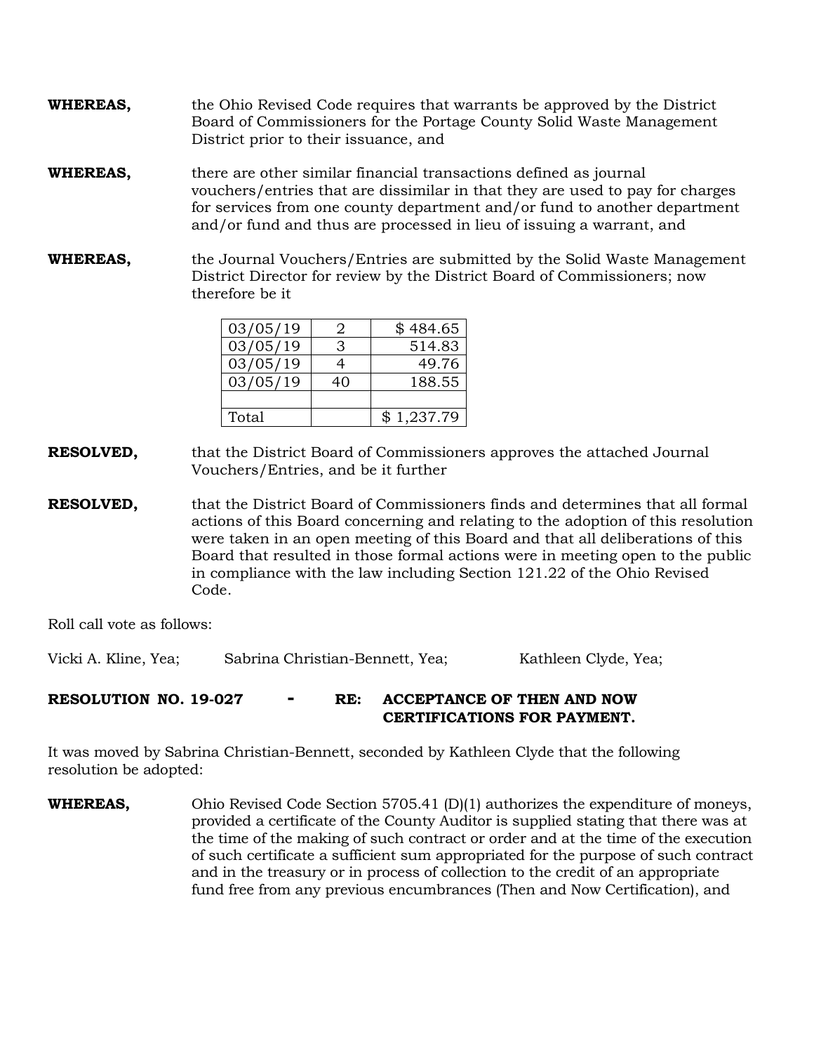**WHEREAS,** the Ohio Revised Code requires that warrants be approved by the District Board of Commissioners for the Portage County Solid Waste Management District prior to their issuance, and

**WHEREAS,** there are other similar financial transactions defined as journal vouchers/entries that are dissimilar in that they are used to pay for charges for services from one county department and/or fund to another department and/or fund and thus are processed in lieu of issuing a warrant, and

**WHEREAS,** the Journal Vouchers/Entries are submitted by the Solid Waste Management District Director for review by the District Board of Commissioners; now therefore be it

| | | |
|---|---|---|
| 03/05/19 | 2 | $ 484.65 |
| 03/05/19 | 3 | 514.83 |
| 03/05/19 | 4 | 49.76 |
| 03/05/19 | 40 | 188.55 |
| | | |
| Total | | $ 1,237.79 |

**RESOLVED,** that the District Board of Commissioners approves the attached Journal Vouchers/Entries, and be it further

**RESOLVED,** that the District Board of Commissioners finds and determines that all formal actions of this Board concerning and relating to the adoption of this resolution were taken in an open meeting of this Board and that all deliberations of this Board that resulted in those formal actions were in meeting open to the public in compliance with the law including Section 121.22 of the Ohio Revised Code.

Roll call vote as follows:

Vicki A. Kline, Yea; Sabrina Christian-Bennett, Yea; Kathleen Clyde, Yea;

**RESOLUTION NO. 19-027 - RE: ACCEPTANCE OF THEN AND NOW CERTIFICATIONS FOR PAYMENT.**

It was moved by Sabrina Christian-Bennett, seconded by Kathleen Clyde that the following resolution be adopted:

**WHEREAS,** Ohio Revised Code Section 5705.41 (D)(1) authorizes the expenditure of moneys, provided a certificate of the County Auditor is supplied stating that there was at the time of the making of such contract or order and at the time of the execution of such certificate a sufficient sum appropriated for the purpose of such contract and in the treasury or in process of collection to the credit of an appropriate fund free from any previous encumbrances (Then and Now Certification), and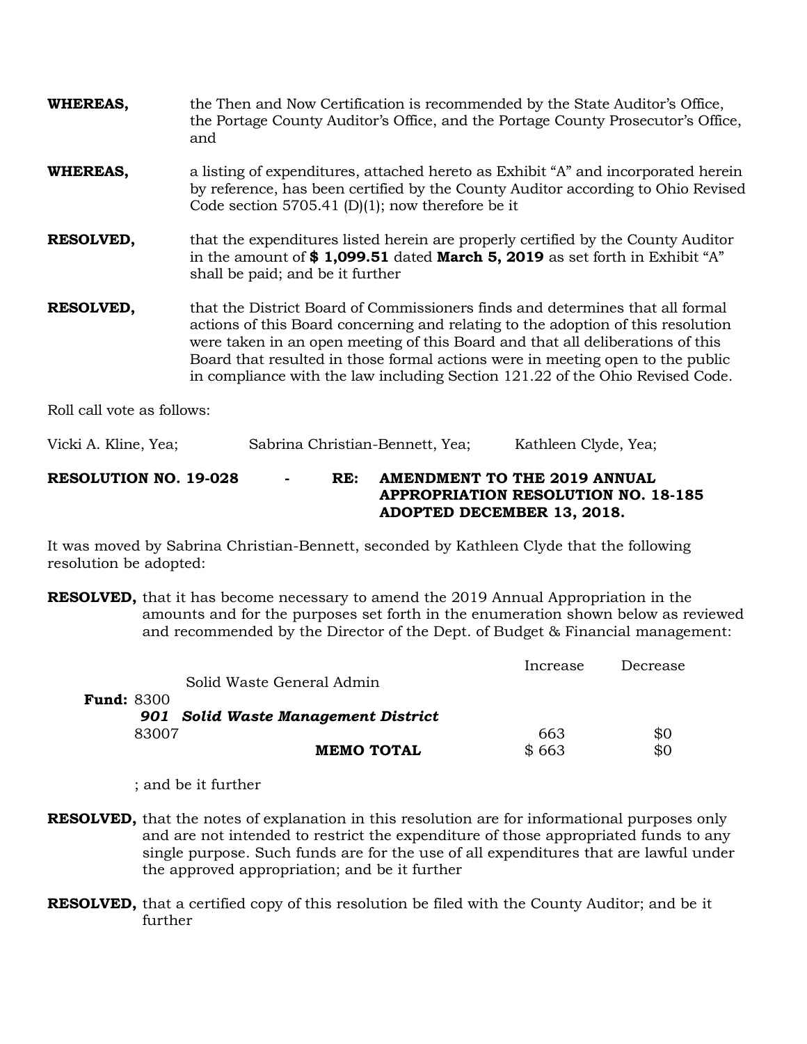**WHEREAS,** the Then and Now Certification is recommended by the State Auditor's Office, the Portage County Auditor's Office, and the Portage County Prosecutor's Office, and

**WHEREAS,** a listing of expenditures, attached hereto as Exhibit "A" and incorporated herein by reference, has been certified by the County Auditor according to Ohio Revised Code section 5705.41 (D)(1); now therefore be it

**RESOLVED,** that the expenditures listed herein are properly certified by the County Auditor in the amount of **$ 1,099.51** dated **March 5, 2019** as set forth in Exhibit "A" shall be paid; and be it further

**RESOLVED,** that the District Board of Commissioners finds and determines that all formal actions of this Board concerning and relating to the adoption of this resolution were taken in an open meeting of this Board and that all deliberations of this Board that resulted in those formal actions were in meeting open to the public in compliance with the law including Section 121.22 of the Ohio Revised Code.

Roll call vote as follows:

Vicki A. Kline, Yea; Sabrina Christian-Bennett, Yea; Kathleen Clyde, Yea;

**RESOLUTION NO. 19-028 - RE: AMENDMENT TO THE 2019 ANNUAL APPROPRIATION RESOLUTION NO. 18-185 ADOPTED DECEMBER 13, 2018.**

It was moved by Sabrina Christian-Bennett, seconded by Kathleen Clyde that the following resolution be adopted:

**RESOLVED,** that it has become necessary to amend the 2019 Annual Appropriation in the amounts and for the purposes set forth in the enumeration shown below as reviewed and recommended by the Director of the Dept. of Budget & Financial management:

| | | Increase | Decrease |
|---|---|---|---|
| | Solid Waste General Admin | | |
| **Fund:** 8300 | | | |
| | ***901 Solid Waste Management District*** | | |
| 83007 | | 663 | $0 |
| | **MEMO TOTAL** | $ 663 | $0 |

; and be it further

**RESOLVED,** that the notes of explanation in this resolution are for informational purposes only and are not intended to restrict the expenditure of those appropriated funds to any single purpose. Such funds are for the use of all expenditures that are lawful under the approved appropriation; and be it further

**RESOLVED,** that a certified copy of this resolution be filed with the County Auditor; and be it further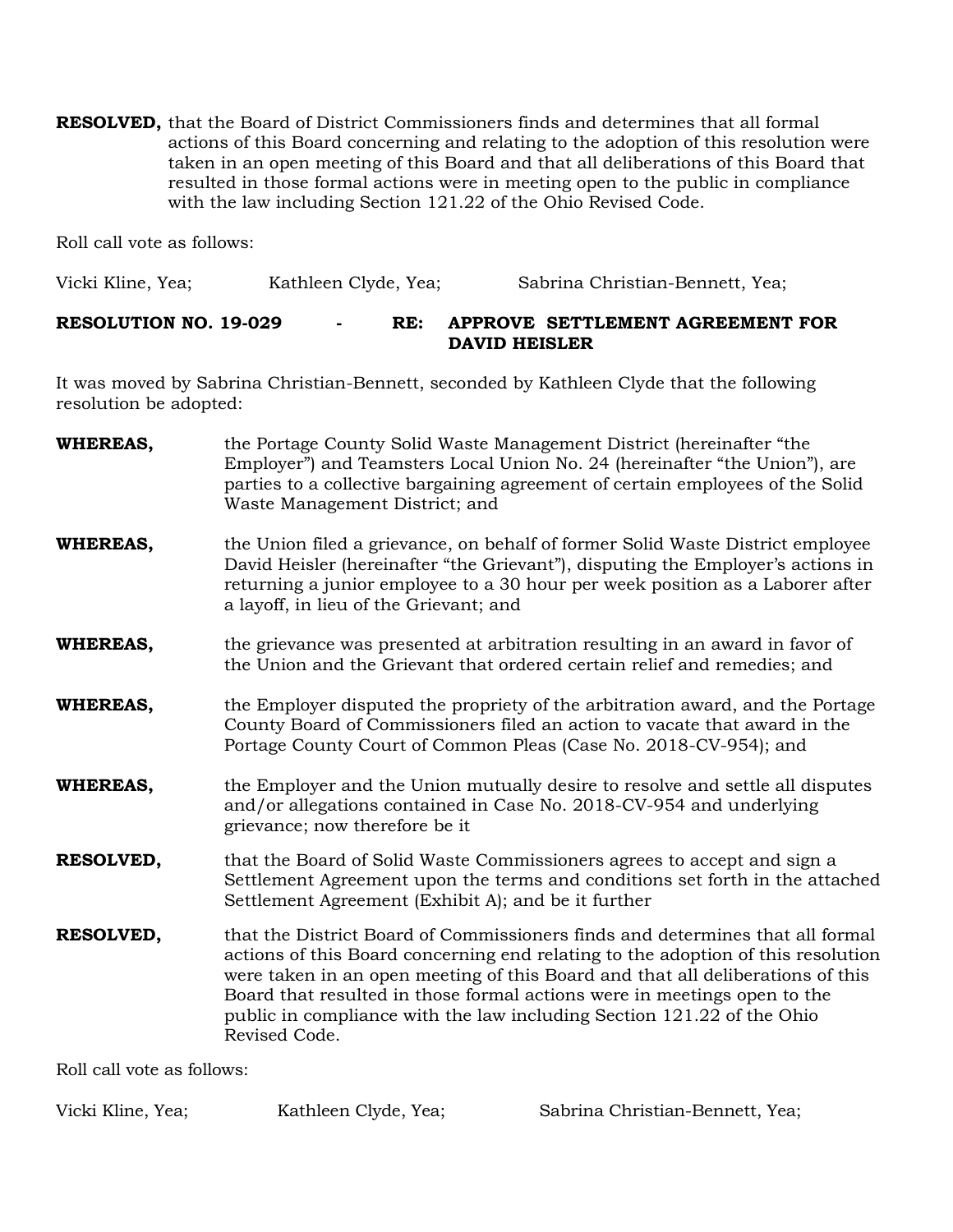**RESOLVED,** that the Board of District Commissioners finds and determines that all formal actions of this Board concerning and relating to the adoption of this resolution were taken in an open meeting of this Board and that all deliberations of this Board that resulted in those formal actions were in meeting open to the public in compliance with the law including Section 121.22 of the Ohio Revised Code.

Roll call vote as follows:

Vicki Kline, Yea; Kathleen Clyde, Yea; Sabrina Christian-Bennett, Yea;

**RESOLUTION NO. 19-029 - RE: APPROVE SETTLEMENT AGREEMENT FOR DAVID HEISLER**

It was moved by Sabrina Christian-Bennett, seconded by Kathleen Clyde that the following resolution be adopted:

**WHEREAS,** the Portage County Solid Waste Management District (hereinafter "the Employer") and Teamsters Local Union No. 24 (hereinafter "the Union"), are parties to a collective bargaining agreement of certain employees of the Solid Waste Management District; and

**WHEREAS,** the Union filed a grievance, on behalf of former Solid Waste District employee David Heisler (hereinafter "the Grievant"), disputing the Employer's actions in returning a junior employee to a 30 hour per week position as a Laborer after a layoff, in lieu of the Grievant; and

**WHEREAS,** the grievance was presented at arbitration resulting in an award in favor of the Union and the Grievant that ordered certain relief and remedies; and

**WHEREAS,** the Employer disputed the propriety of the arbitration award, and the Portage County Board of Commissioners filed an action to vacate that award in the Portage County Court of Common Pleas (Case No. 2018-CV-954); and

**WHEREAS,** the Employer and the Union mutually desire to resolve and settle all disputes and/or allegations contained in Case No. 2018-CV-954 and underlying grievance; now therefore be it

**RESOLVED,** that the Board of Solid Waste Commissioners agrees to accept and sign a Settlement Agreement upon the terms and conditions set forth in the attached Settlement Agreement (Exhibit A); and be it further

**RESOLVED,** that the District Board of Commissioners finds and determines that all formal actions of this Board concerning end relating to the adoption of this resolution were taken in an open meeting of this Board and that all deliberations of this Board that resulted in those formal actions were in meetings open to the public in compliance with the law including Section 121.22 of the Ohio Revised Code.

Roll call vote as follows:

Vicki Kline, Yea; Kathleen Clyde, Yea; Sabrina Christian-Bennett, Yea;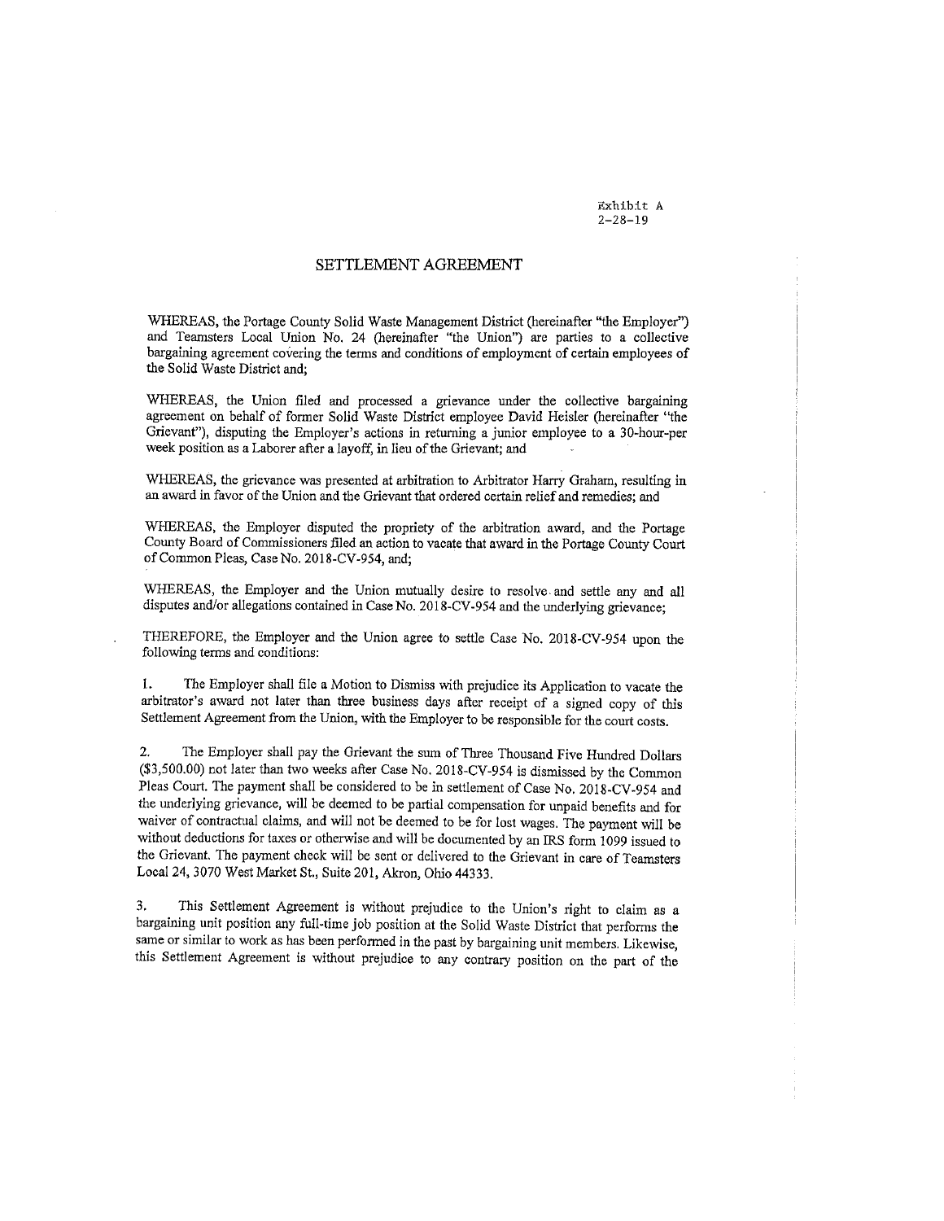Exhibit A
2-28-19

## SETTLEMENT AGREEMENT

WHEREAS, the Portage County Solid Waste Management District (hereinafter "the Employer") and Teamsters Local Union No. 24 (hereinafter "the Union") are parties to a collective bargaining agreement covering the terms and conditions of employment of certain employees of the Solid Waste District and;

WHEREAS, the Union filed and processed a grievance under the collective bargaining agreement on behalf of former Solid Waste District employee David Heisler (hereinafter "the Grievant"), disputing the Employer's actions in returning a junior employee to a 30-hour-per week position as a Laborer after a layoff, in lieu of the Grievant; and

WHEREAS, the grievance was presented at arbitration to Arbitrator Harry Graham, resulting in an award in favor of the Union and the Grievant that ordered certain relief and remedies; and

WHEREAS, the Employer disputed the propriety of the arbitration award, and the Portage County Board of Commissioners filed an action to vacate that award in the Portage County Court of Common Pleas, Case No. 2018-CV-954, and;

WHEREAS, the Employer and the Union mutually desire to resolve and settle any and all disputes and/or allegations contained in Case No. 2018-CV-954 and the underlying grievance;

THEREFORE, the Employer and the Union agree to settle Case No. 2018-CV-954 upon the following terms and conditions:

1. The Employer shall file a Motion to Dismiss with prejudice its Application to vacate the arbitrator's award not later than three business days after receipt of a signed copy of this Settlement Agreement from the Union, with the Employer to be responsible for the court costs.

2. The Employer shall pay the Grievant the sum of Three Thousand Five Hundred Dollars ($3,500.00) not later than two weeks after Case No. 2018-CV-954 is dismissed by the Common Pleas Court. The payment shall be considered to be in settlement of Case No. 2018-CV-954 and the underlying grievance, will be deemed to be partial compensation for unpaid benefits and for waiver of contractual claims, and will not be deemed to be for lost wages. The payment will be without deductions for taxes or otherwise and will be documented by an IRS form 1099 issued to the Grievant. The payment check will be sent or delivered to the Grievant in care of Teamsters Local 24, 3070 West Market St., Suite 201, Akron, Ohio 44333.

3. This Settlement Agreement is without prejudice to the Union's right to claim as a bargaining unit position any full-time job position at the Solid Waste District that performs the same or similar to work as has been performed in the past by bargaining unit members. Likewise, this Settlement Agreement is without prejudice to any contrary position on the part of the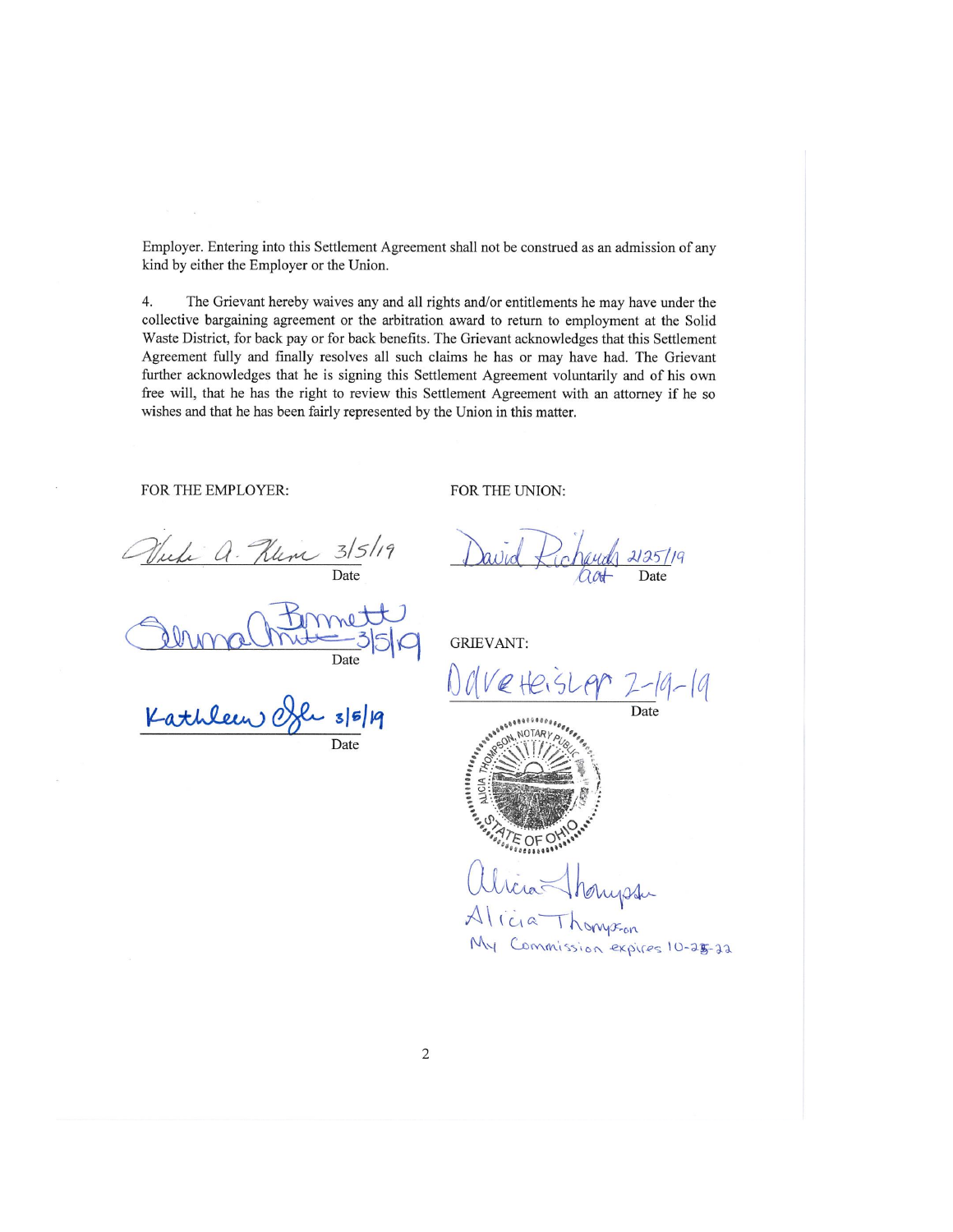Employer. Entering into this Settlement Agreement shall not be construed as an admission of any kind by either the Employer or the Union.

4. The Grievant hereby waives any and all rights and/or entitlements he may have under the collective bargaining agreement or the arbitration award to return to employment at the Solid Waste District, for back pay or for back benefits. The Grievant acknowledges that this Settlement Agreement fully and finally resolves all such claims he has or may have had. The Grievant further acknowledges that he is signing this Settlement Agreement voluntarily and of his own free will, that he has the right to review this Settlement Agreement with an attorney if he so wishes and that he has been fairly represented by the Union in this matter.

FOR THE EMPLOYER:

Vicki A. Klein 3/5/19
Date

Bennett 3/5/19
Date

Kathleen Ogle 3/5/19
Date

FOR THE UNION:

David Richards 2/25/19
Date

GRIEVANT:

Dave Heisler 2-19-19
Date

ALICIA THOMPSON, NOTARY PUBLIC, STATE OF OHIO

Alicia Thompson
Alicia Thompson
My Commission expires 10-25-22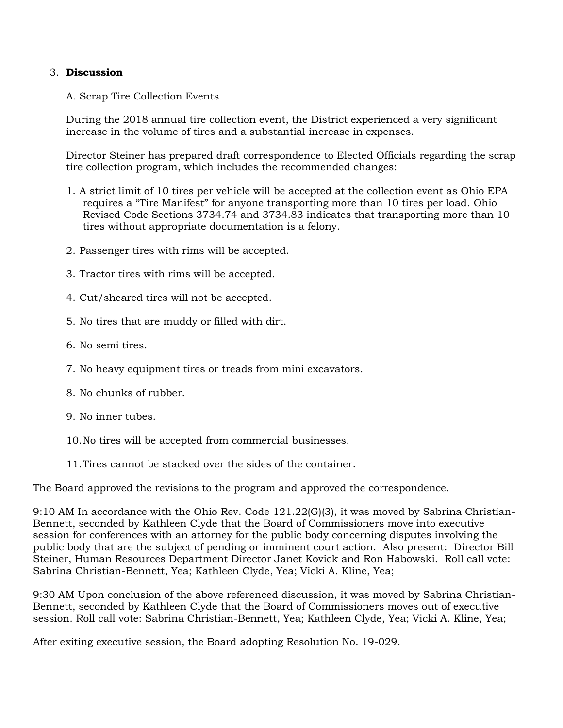3. **Discussion**

   A. Scrap Tire Collection Events

   During the 2018 annual tire collection event, the District experienced a very significant increase in the volume of tires and a substantial increase in expenses.

   Director Steiner has prepared draft correspondence to Elected Officials regarding the scrap tire collection program, which includes the recommended changes:

   1. A strict limit of 10 tires per vehicle will be accepted at the collection event as Ohio EPA requires a "Tire Manifest" for anyone transporting more than 10 tires per load. Ohio Revised Code Sections 3734.74 and 3734.83 indicates that transporting more than 10 tires without appropriate documentation is a felony.
   2. Passenger tires with rims will be accepted.
   3. Tractor tires with rims will be accepted.
   4. Cut/sheared tires will not be accepted.
   5. No tires that are muddy or filled with dirt.
   6. No semi tires.
   7. No heavy equipment tires or treads from mini excavators.
   8. No chunks of rubber.
   9. No inner tubes.
   10. No tires will be accepted from commercial businesses.
   11. Tires cannot be stacked over the sides of the container.

The Board approved the revisions to the program and approved the correspondence.

9:10 AM In accordance with the Ohio Rev. Code 121.22(G)(3), it was moved by Sabrina Christian-Bennett, seconded by Kathleen Clyde that the Board of Commissioners move into executive session for conferences with an attorney for the public body concerning disputes involving the public body that are the subject of pending or imminent court action. Also present: Director Bill Steiner, Human Resources Department Director Janet Kovick and Ron Habowski. Roll call vote: Sabrina Christian-Bennett, Yea; Kathleen Clyde, Yea; Vicki A. Kline, Yea;

9:30 AM Upon conclusion of the above referenced discussion, it was moved by Sabrina Christian-Bennett, seconded by Kathleen Clyde that the Board of Commissioners moves out of executive session. Roll call vote: Sabrina Christian-Bennett, Yea; Kathleen Clyde, Yea; Vicki A. Kline, Yea;

After exiting executive session, the Board adopting Resolution No. 19-029.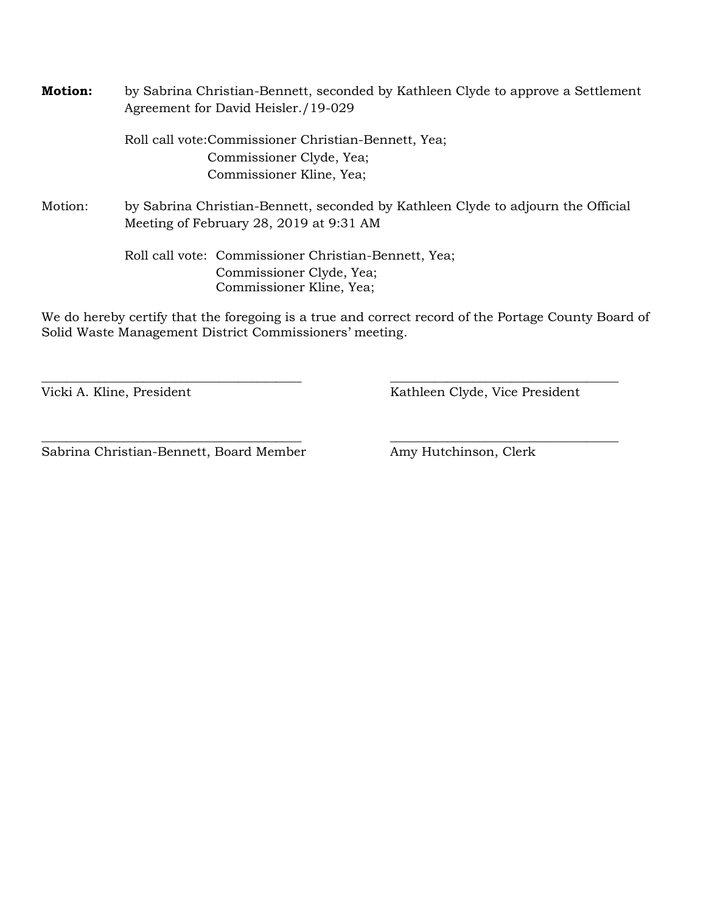**Motion:** by Sabrina Christian-Bennett, seconded by Kathleen Clyde to approve a Settlement Agreement for David Heisler./19-029

Roll call vote: Commissioner Christian-Bennett, Yea;
Commissioner Clyde, Yea;
Commissioner Kline, Yea;

Motion: by Sabrina Christian-Bennett, seconded by Kathleen Clyde to adjourn the Official Meeting of February 28, 2019 at 9:31 AM

Roll call vote: Commissioner Christian-Bennett, Yea;
Commissioner Clyde, Yea;
Commissioner Kline, Yea;

We do hereby certify that the foregoing is a true and correct record of the Portage County Board of Solid Waste Management District Commissioners' meeting.

| | |
|---|---|
| ______________________________ | ______________________________ |
| Vicki A. Kline, President | Kathleen Clyde, Vice President |
| ______________________________ | ______________________________ |
| Sabrina Christian-Bennett, Board Member | Amy Hutchinson, Clerk |